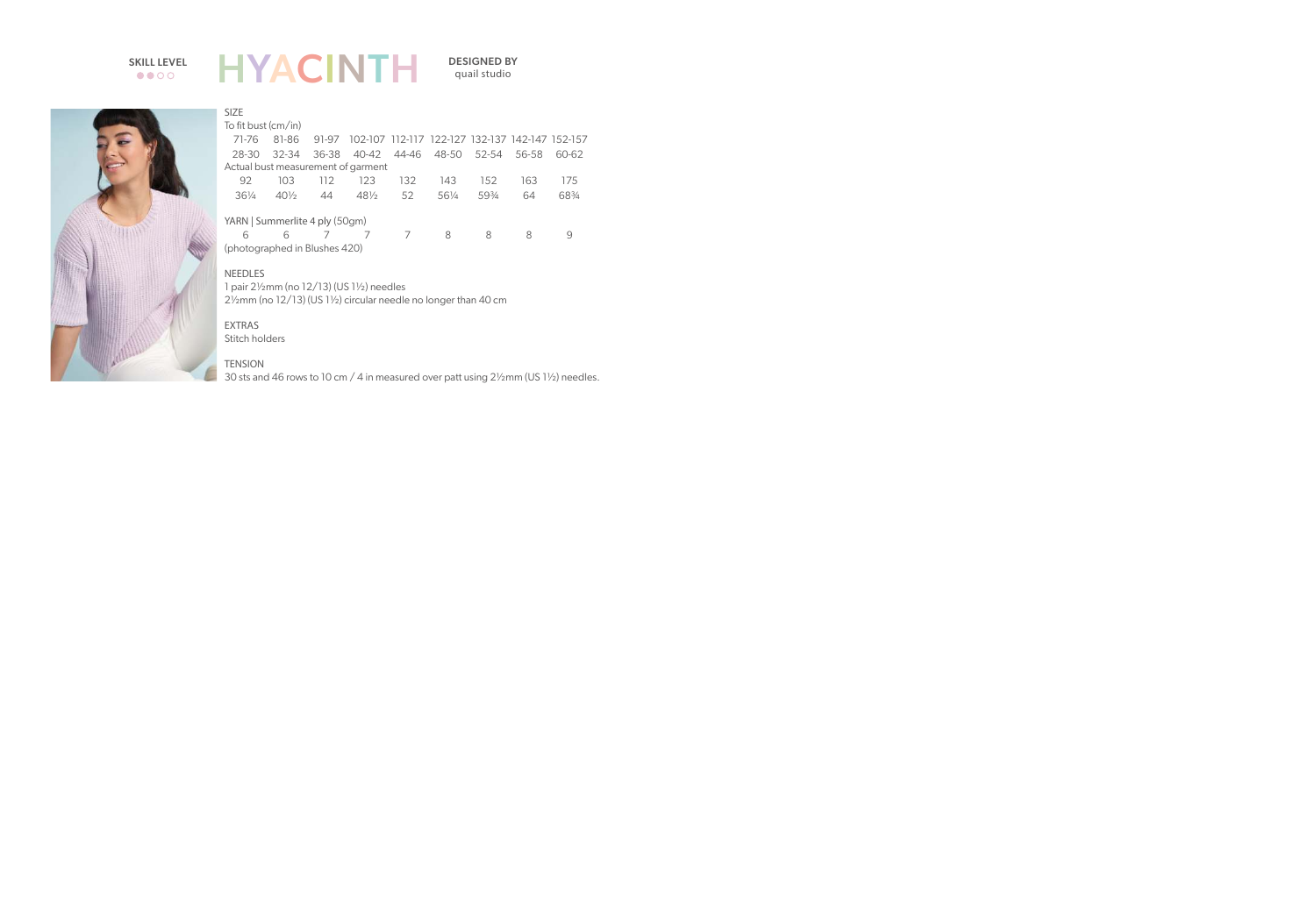SKILL LEVEL ●●○○

# HYACINTH

**DESIGNED BY**
quail studio

SIZE

| | | | | | | | | |
|---|---|---|---|---|---|---|---|---|
| To fit bust (cm/in) | | | | | | | | |
| 71-76 | 81-86 | 91-97 | 102-107 | 112-117 | 122-127 | 132-137 | 142-147 | 152-157 |
| 28-30 | 32-34 | 36-38 | 40-42 | 44-46 | 48-50 | 52-54 | 56-58 | 60-62 |
| Actual bust measurement of garment | | | | | | | | |
| 92 | 103 | 112 | 123 | 132 | 143 | 152 | 163 | 175 |
| 36¼ | 40½ | 44 | 48½ | 52 | 56¼ | 59¾ | 64 | 68¾ |

YARN | Summerlite 4 ply (50gm)

| | | | | | | | | |
|---|---|---|---|---|---|---|---|---|
| 6 | 6 | 7 | 7 | 7 | 8 | 8 | 8 | 9 |

(photographed in Blushes 420)

NEEDLES

1 pair 2½mm (no 12/13) (US 1½) needles

2½mm (no 12/13) (US 1½) circular needle no longer than 40 cm

EXTRAS

Stitch holders

TENSION

30 sts and 46 rows to 10 cm / 4 in measured over patt using 2½mm (US 1½) needles.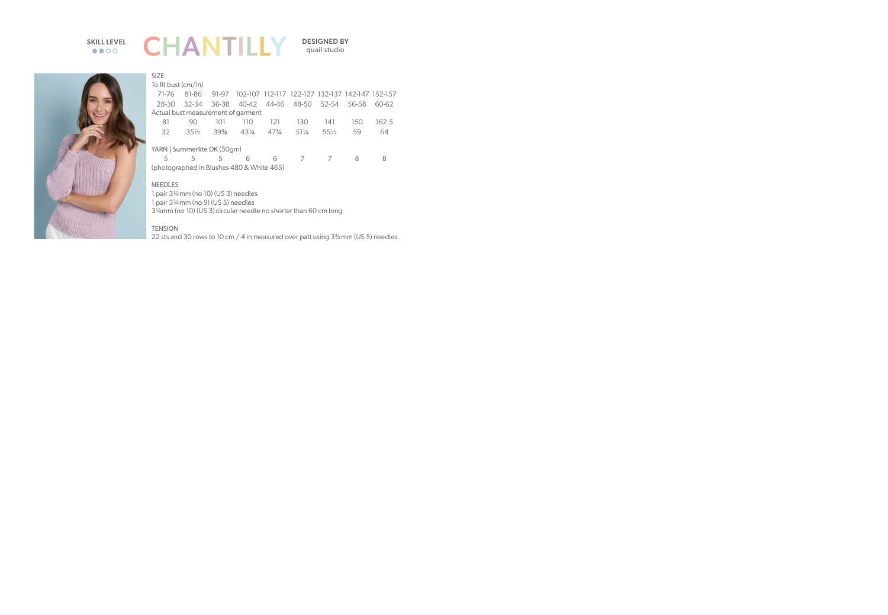SKILL LEVEL
●●○○

# CHANTILLY

**DESIGNED BY**
quail studio

SIZE

| To fit bust (cm/in) | | | | | | | | |
|---|---|---|---|---|---|---|---|---|
| 71-76 | 81-86 | 91-97 | 102-107 | 112-117 | 122-127 | 132-137 | 142-147 | 152-157 |
| 28-30 | 32-34 | 36-38 | 40-42 | 44-46 | 48-50 | 52-54 | 56-58 | 60-62 |
| **Actual bust measurement of garment** | | | | | | | | |
| 81 | 90 | 101 | 110 | 121 | 130 | 141 | 150 | 162.5 |
| 32 | 35½ | 39¾ | 43¼ | 47¾ | 51¼ | 55½ | 59 | 64 |

YARN | Summerlite DK (50gm)

| 5 | 5 | 5 | 6 | 6 | 7 | 7 | 8 | 8 |
|---|---|---|---|---|---|---|---|---|

(photographed in Blushes 480 & White 465)

NEEDLES

1 pair 3¼mm (no 10) (US 3) needles
1 pair 3¾mm (no 9) (US 5) needles
3¼mm (no 10) (US 3) circular needle no shorter than 60 cm long

TENSION

22 sts and 30 rows to 10 cm / 4 in measured over patt using 3¾mm (US 5) needles.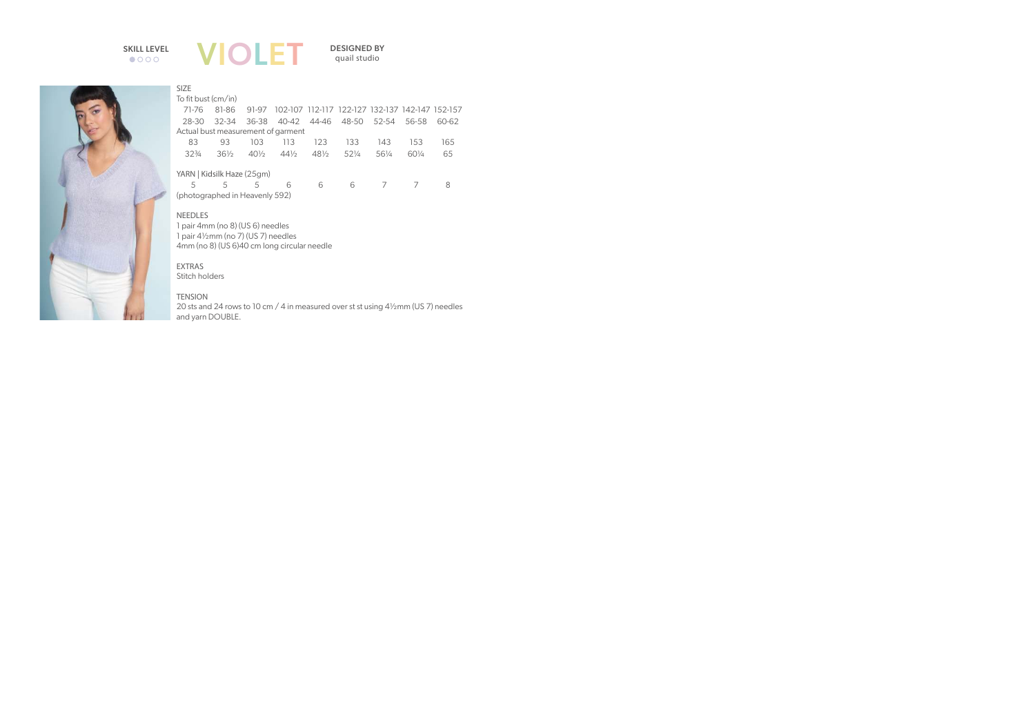SKILL LEVEL
●○○○

# VIOLET

DESIGNED BY
quail studio

SIZE

To fit bust (cm/in)

| 71-76 | 81-86 | 91-97 | 102-107 | 112-117 | 122-127 | 132-137 | 142-147 | 152-157 |
|---|---|---|---|---|---|---|---|---|
| 28-30 | 32-34 | 36-38 | 40-42 | 44-46 | 48-50 | 52-54 | 56-58 | 60-62 |

Actual bust measurement of garment

| 83 | 93 | 103 | 113 | 123 | 133 | 143 | 153 | 165 |
|---|---|---|---|---|---|---|---|---|
| 32¾ | 36½ | 40½ | 44½ | 48½ | 52¼ | 56¼ | 60¼ | 65 |

YARN | Kidsilk Haze (25gm)

| 5 | 5 | 5 | 6 | 6 | 6 | 7 | 7 | 8 |
|---|---|---|---|---|---|---|---|---|

(photographed in Heavenly 592)

NEEDLES

1 pair 4mm (no 8) (US 6) needles
1 pair 4½mm (no 7) (US 7) needles
4mm (no 8) (US 6)40 cm long circular needle

EXTRAS

Stitch holders

TENSION

20 sts and 24 rows to 10 cm / 4 in measured over st st using 4½mm (US 7) needles and yarn DOUBLE.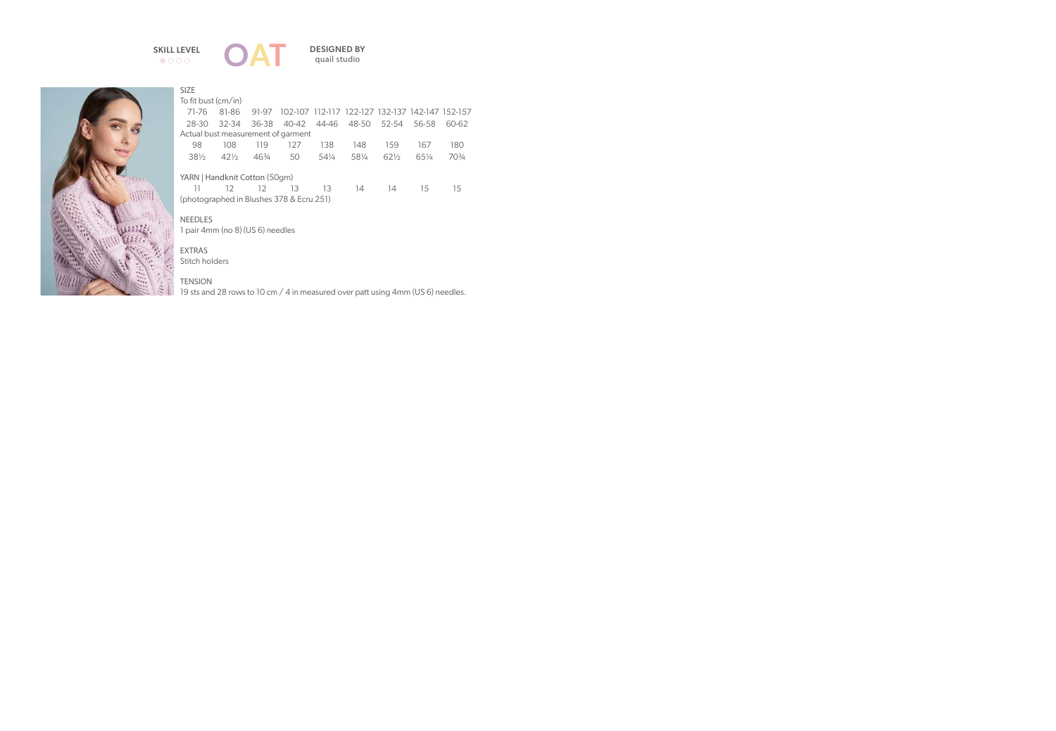SKILL LEVEL

# OAT

DESIGNED BY
quail studio

SIZE

To fit bust (cm/in)

| 71-76 | 81-86 | 91-97 | 102-107 | 112-117 | 122-127 | 132-137 | 142-147 | 152-157 |
|---|---|---|---|---|---|---|---|---|
| 28-30 | 32-34 | 36-38 | 40-42 | 44-46 | 48-50 | 52-54 | 56-58 | 60-62 |

Actual bust measurement of garment

| 98 | 108 | 119 | 127 | 138 | 148 | 159 | 167 | 180 |
|---|---|---|---|---|---|---|---|---|
| 38½ | 42½ | 46¾ | 50 | 54¼ | 58¼ | 62½ | 65¼ | 70¾ |

YARN | Handknit Cotton (50gm)

| 11 | 12 | 12 | 13 | 13 | 14 | 14 | 15 | 15 |
|---|---|---|---|---|---|---|---|---|

(photographed in Blushes 378 & Ecru 251)

NEEDLES

1 pair 4mm (no 8) (US 6) needles

EXTRAS

Stitch holders

TENSION

19 sts and 28 rows to 10 cm / 4 in measured over patt using 4mm (US 6) needles.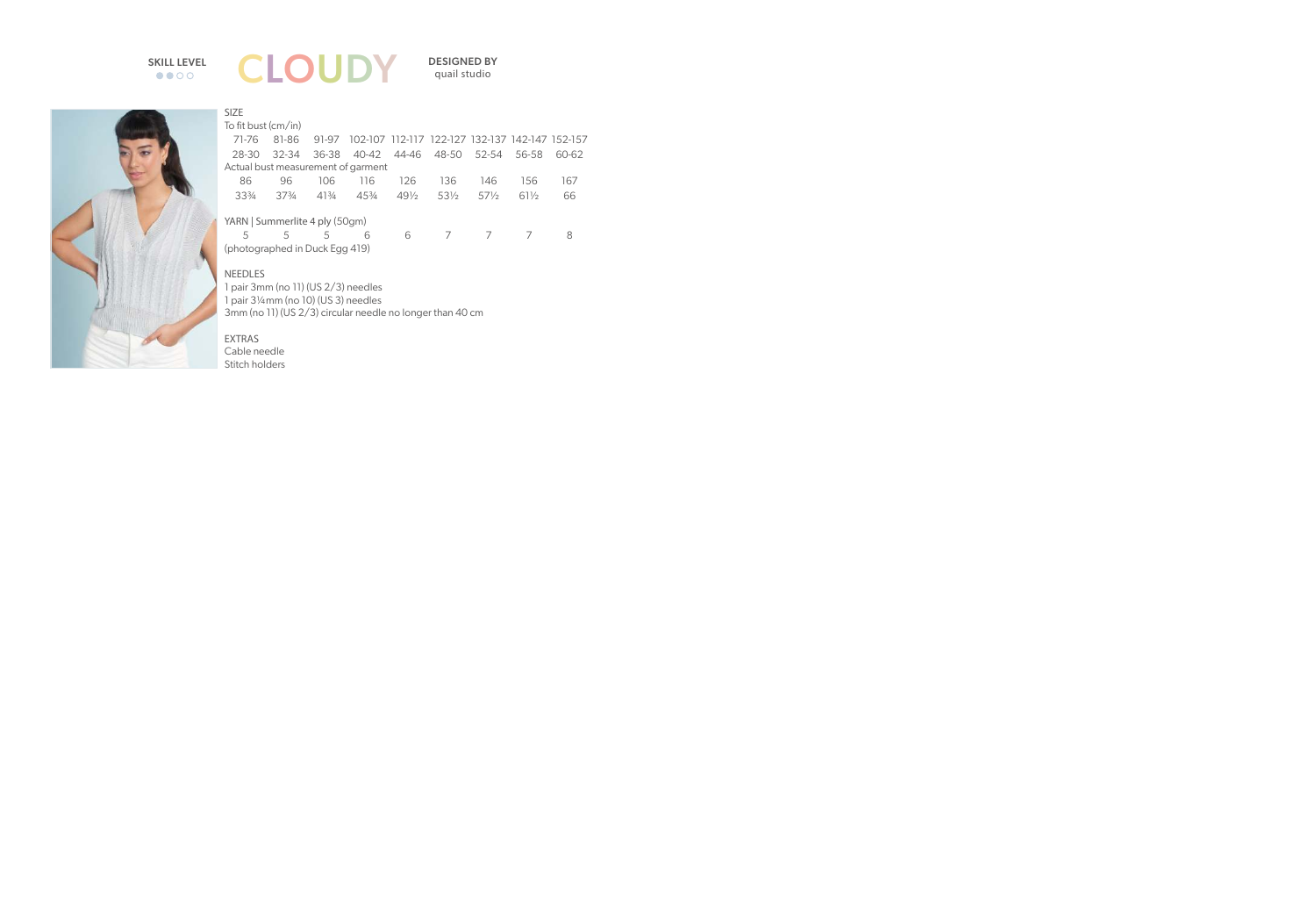SKILL LEVEL
●●○○

# CLOUDY

DESIGNED BY
quail studio

SIZE

To fit bust (cm/in)

| 71-76 | 81-86 | 91-97 | 102-107 | 112-117 | 122-127 | 132-137 | 142-147 | 152-157 |
|---|---|---|---|---|---|---|---|---|
| 28-30 | 32-34 | 36-38 | 40-42 | 44-46 | 48-50 | 52-54 | 56-58 | 60-62 |

Actual bust measurement of garment

| 86 | 96 | 106 | 116 | 126 | 136 | 146 | 156 | 167 |
|---|---|---|---|---|---|---|---|---|
| 33¾ | 37¾ | 41¾ | 45¾ | 49½ | 53½ | 57½ | 61½ | 66 |

YARN | Summerlite 4 ply (50gm)

| 5 | 5 | 5 | 6 | 6 | 7 | 7 | 7 | 8 |
|---|---|---|---|---|---|---|---|---|

(photographed in Duck Egg 419)

NEEDLES

1 pair 3mm (no 11) (US 2/3) needles
1 pair 3¼mm (no 10) (US 3) needles
3mm (no 11) (US 2/3) circular needle no longer than 40 cm

EXTRAS

Cable needle
Stitch holders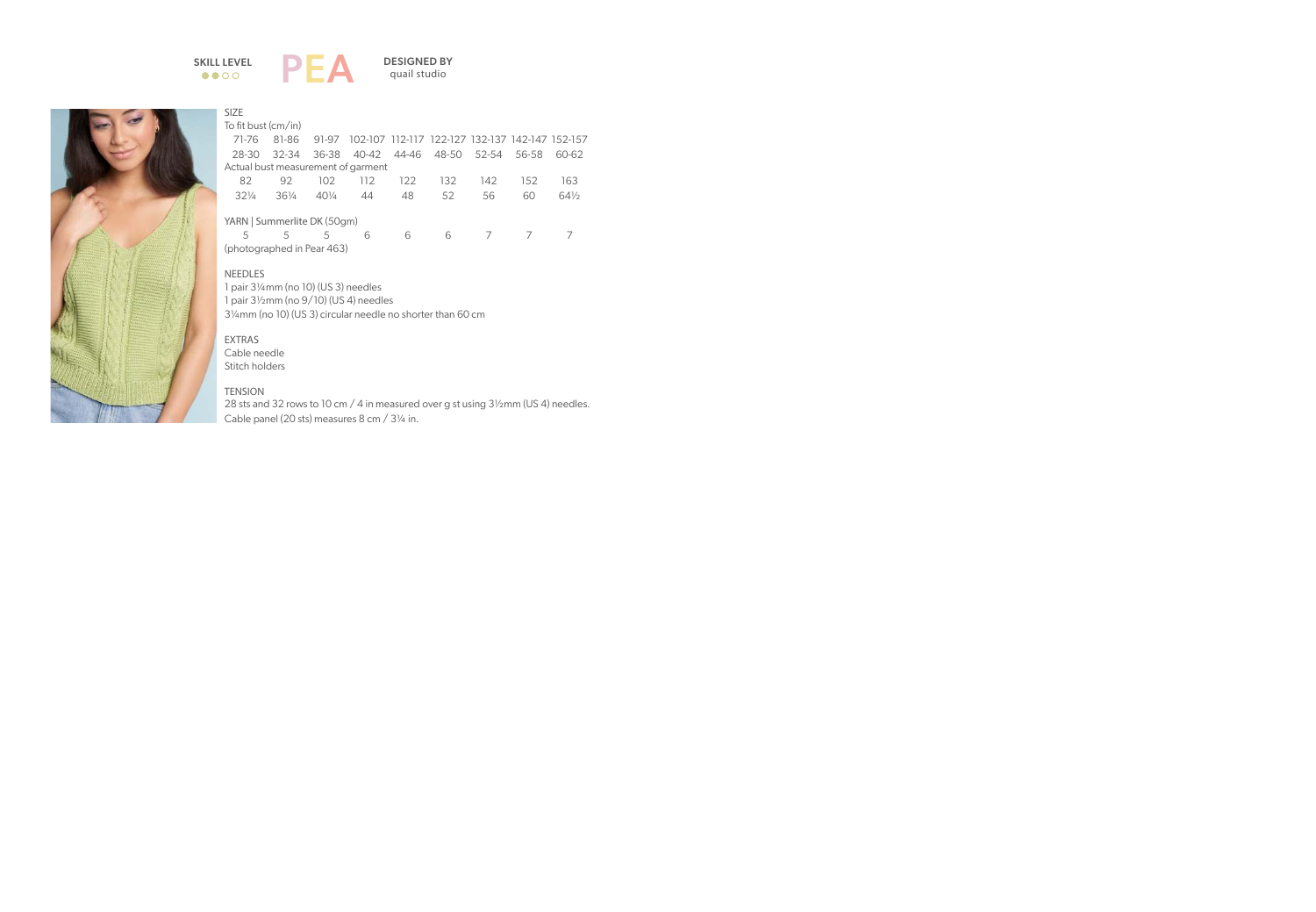SKILL LEVEL ●●○○

# PEA

**DESIGNED BY** quail studio

## SIZE

| To fit bust (cm/in) | | | | | | | | |
|---|---|---|---|---|---|---|---|---|
| 71-76 | 81-86 | 91-97 | 102-107 | 112-117 | 122-127 | 132-137 | 142-147 | 152-157 |
| 28-30 | 32-34 | 36-38 | 40-42 | 44-46 | 48-50 | 52-54 | 56-58 | 60-62 |
| **Actual bust measurement of garment** | | | | | | | | |
| 82 | 92 | 102 | 112 | 122 | 132 | 142 | 152 | 163 |
| 32¼ | 36¼ | 40¼ | 44 | 48 | 52 | 56 | 60 | 64½ |

## YARN | Summerlite DK (50gm)

| 5 | 5 | 5 | 6 | 6 | 6 | 7 | 7 | 7 |
|---|---|---|---|---|---|---|---|---|

(photographed in Pear 463)

## NEEDLES

1 pair 3¼mm (no 10) (US 3) needles
1 pair 3½mm (no 9/10) (US 4) needles
3¼mm (no 10) (US 3) circular needle no shorter than 60 cm

## EXTRAS

Cable needle
Stitch holders

## TENSION

28 sts and 32 rows to 10 cm / 4 in measured over g st using 3½mm (US 4) needles.
Cable panel (20 sts) measures 8 cm / 3¼ in.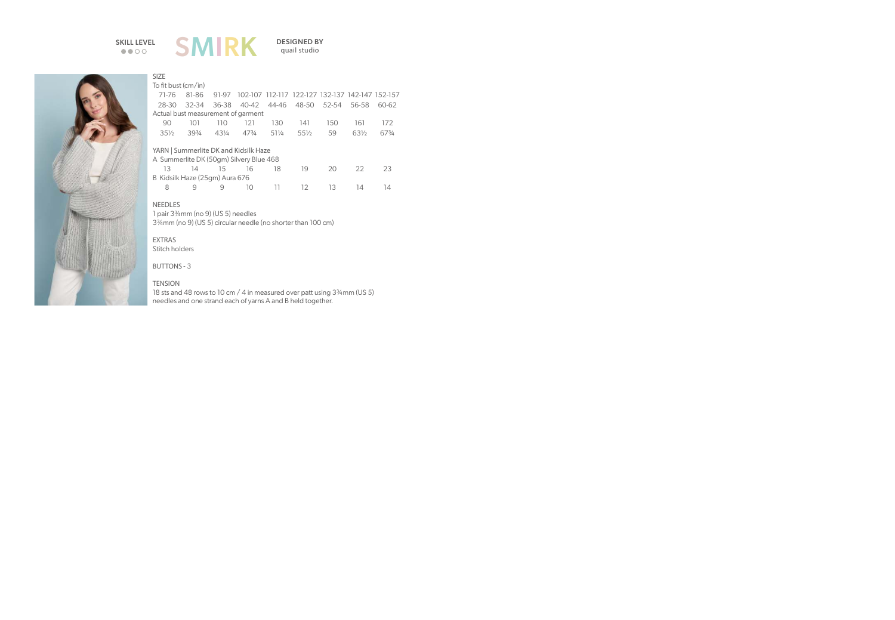SKILL LEVEL
●●○○

# SMIRK

**DESIGNED BY**
quail studio

## SIZE

To fit bust (cm/in)

| 71-76 | 81-86 | 91-97 | 102-107 | 112-117 | 122-127 | 132-137 | 142-147 | 152-157 |
|---|---|---|---|---|---|---|---|---|
| 28-30 | 32-34 | 36-38 | 40-42 | 44-46 | 48-50 | 52-54 | 56-58 | 60-62 |

Actual bust measurement of garment

| 90 | 101 | 110 | 121 | 130 | 141 | 150 | 161 | 172 |
|---|---|---|---|---|---|---|---|---|
| 35½ | 39¾ | 43¼ | 47¾ | 51¼ | 55½ | 59 | 63½ | 67¾ |

## YARN | Summerlite DK and Kidsilk Haze

A Summerlite DK (50gm) Silvery Blue 468

| 13 | 14 | 15 | 16 | 18 | 19 | 20 | 22 | 23 |
|---|---|---|---|---|---|---|---|---|

B Kidsilk Haze (25gm) Aura 676

| 8 | 9 | 9 | 10 | 11 | 12 | 13 | 14 | 14 |
|---|---|---|---|---|---|---|---|---|

## NEEDLES

1 pair 3¾mm (no 9) (US 5) needles
3¾mm (no 9) (US 5) circular needle (no shorter than 100 cm)

## EXTRAS

Stitch holders

## BUTTONS - 3

## TENSION

18 sts and 48 rows to 10 cm / 4 in measured over patt using 3¾mm (US 5) needles and one strand each of yarns A and B held together.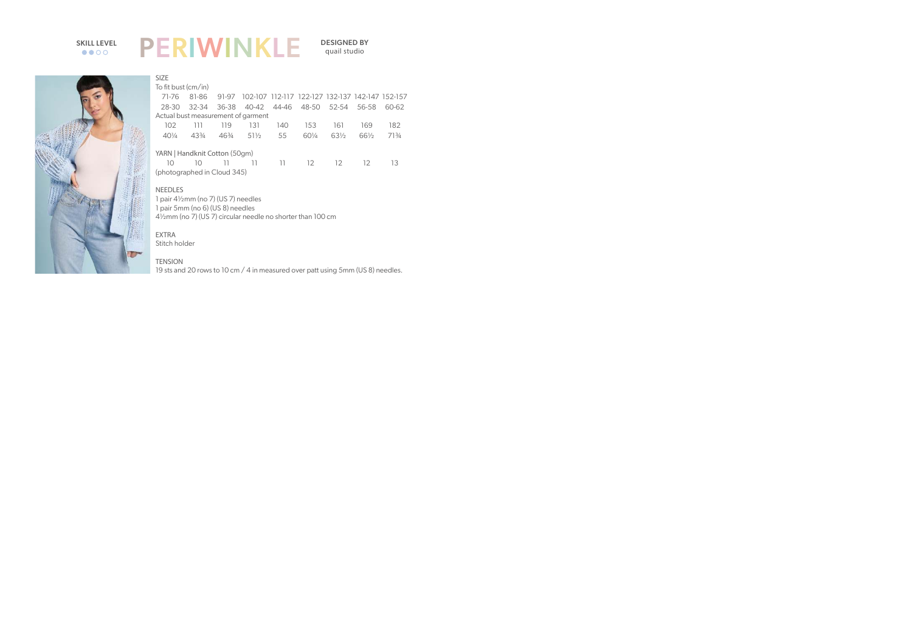SKILL LEVEL
●●○○

# PERIWINKLE

DESIGNED BY
quail studio

SIZE

To fit bust (cm/in)

| 71-76 | 81-86 | 91-97 | 102-107 | 112-117 | 122-127 | 132-137 | 142-147 | 152-157 |
|---|---|---|---|---|---|---|---|---|
| 28-30 | 32-34 | 36-38 | 40-42 | 44-46 | 48-50 | 52-54 | 56-58 | 60-62 |

Actual bust measurement of garment

| 102 | 111 | 119 | 131 | 140 | 153 | 161 | 169 | 182 |
|---|---|---|---|---|---|---|---|---|
| 40¼ | 43¾ | 46¾ | 51½ | 55 | 60¼ | 63½ | 66½ | 71¾ |

YARN | Handknit Cotton (50gm)

| 10 | 10 | 11 | 11 | 11 | 12 | 12 | 12 | 13 |
|---|---|---|---|---|---|---|---|---|

(photographed in Cloud 345)

NEEDLES

1 pair 4½mm (no 7) (US 7) needles
1 pair 5mm (no 6) (US 8) needles
4½mm (no 7) (US 7) circular needle no shorter than 100 cm

EXTRA

Stitch holder

TENSION

19 sts and 20 rows to 10 cm / 4 in measured over patt using 5mm (US 8) needles.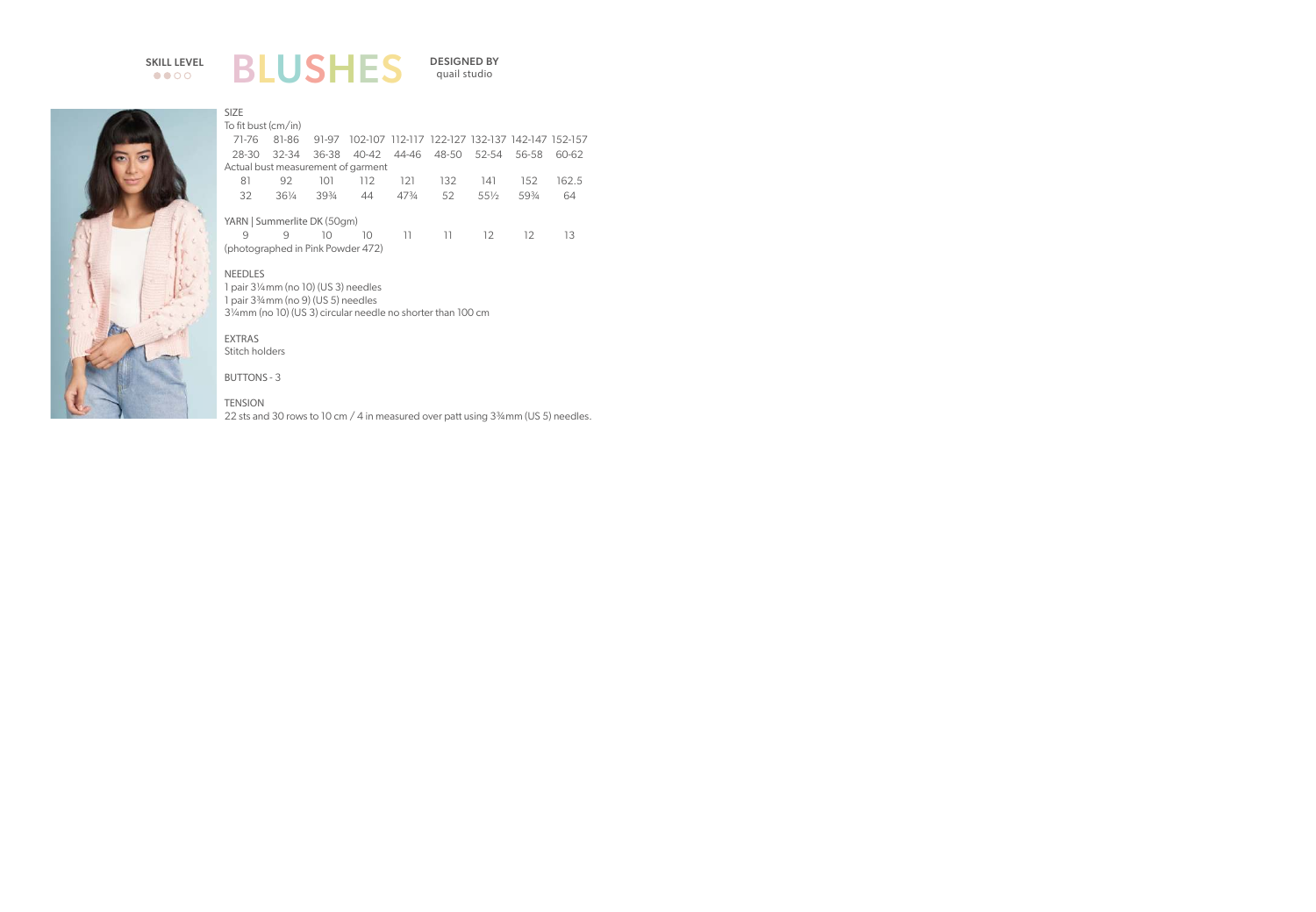SKILL LEVEL
●●○○

# BLUSHES

**DESIGNED BY**
quail studio

SIZE

To fit bust (cm/in)

| 71-76 | 81-86 | 91-97 | 102-107 | 112-117 | 122-127 | 132-137 | 142-147 | 152-157 |
|---|---|---|---|---|---|---|---|---|
| 28-30 | 32-34 | 36-38 | 40-42 | 44-46 | 48-50 | 52-54 | 56-58 | 60-62 |

Actual bust measurement of garment

| 81 | 92 | 101 | 112 | 121 | 132 | 141 | 152 | 162.5 |
|---|---|---|---|---|---|---|---|---|
| 32 | 36¼ | 39¾ | 44 | 47¾ | 52 | 55½ | 59¾ | 64 |

YARN | Summerlite DK (50gm)

| 9 | 9 | 10 | 10 | 11 | 11 | 12 | 12 | 13 |
|---|---|---|---|---|---|---|---|---|

(photographed in Pink Powder 472)

NEEDLES

1 pair 3¼mm (no 10) (US 3) needles
1 pair 3¾mm (no 9) (US 5) needles
3¼mm (no 10) (US 3) circular needle no shorter than 100 cm

EXTRAS

Stitch holders

BUTTONS - 3

TENSION

22 sts and 30 rows to 10 cm / 4 in measured over patt using 3¾mm (US 5) needles.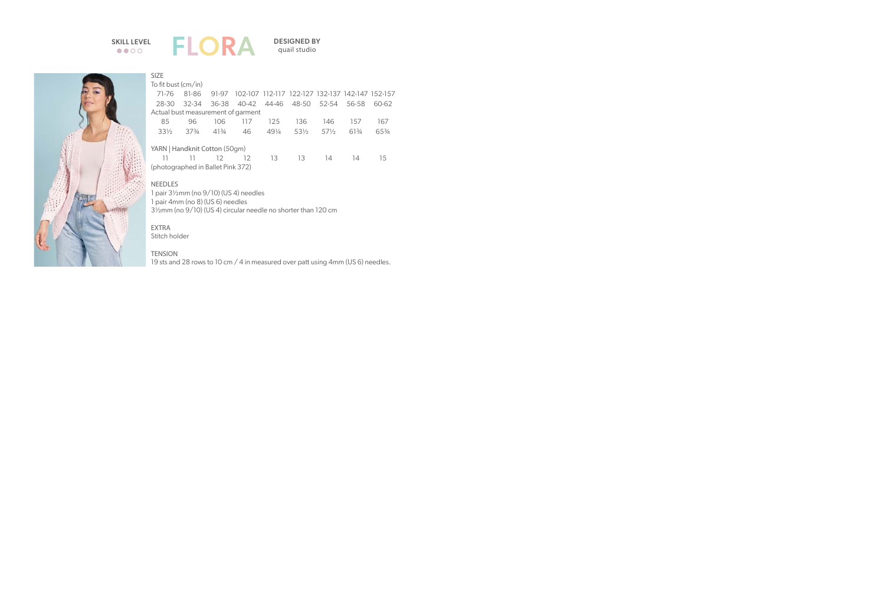SKILL LEVEL

# FLORA

DESIGNED BY
quail studio

SIZE

To fit bust (cm/in)

| | | | | | | | | |
|---|---|---|---|---|---|---|---|---|
| 71-76 | 81-86 | 91-97 | 102-107 | 112-117 | 122-127 | 132-137 | 142-147 | 152-157 |
| 28-30 | 32-34 | 36-38 | 40-42 | 44-46 | 48-50 | 52-54 | 56-58 | 60-62 |

Actual bust measurement of garment

| | | | | | | | | |
|---|---|---|---|---|---|---|---|---|
| 85 | 96 | 106 | 117 | 125 | 136 | 146 | 157 | 167 |
| 33½ | 37¾ | 41¾ | 46 | 49¼ | 53½ | 57½ | 61¾ | 65¾ |

YARN | Handknit Cotton (50gm)

| | | | | | | | | |
|---|---|---|---|---|---|---|---|---|
| 11 | 11 | 12 | 12 | 13 | 13 | 14 | 14 | 15 |

(photographed in Ballet Pink 372)

NEEDLES

1 pair 3½mm (no 9/10) (US 4) needles
1 pair 4mm (no 8) (US 6) needles
3½mm (no 9/10) (US 4) circular needle no shorter than 120 cm

EXTRA

Stitch holder

TENSION

19 sts and 28 rows to 10 cm / 4 in measured over patt using 4mm (US 6) needles.